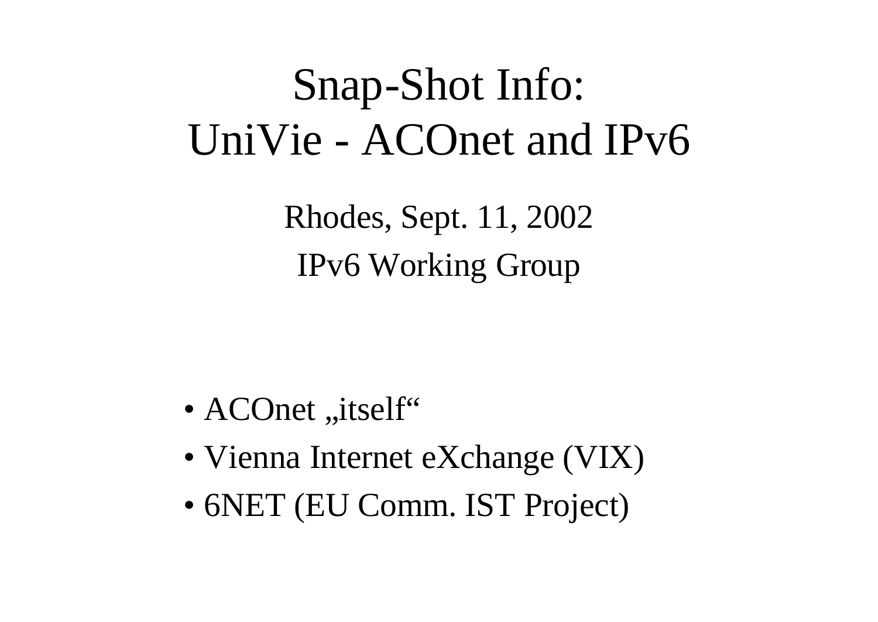# Snap-Shot Info:
# UniVie - ACOnet and IPv6

Rhodes, Sept. 11, 2002

IPv6 Working Group

- ACOnet „itself“
- Vienna Internet eXchange (VIX)
- 6NET (EU Comm. IST Project)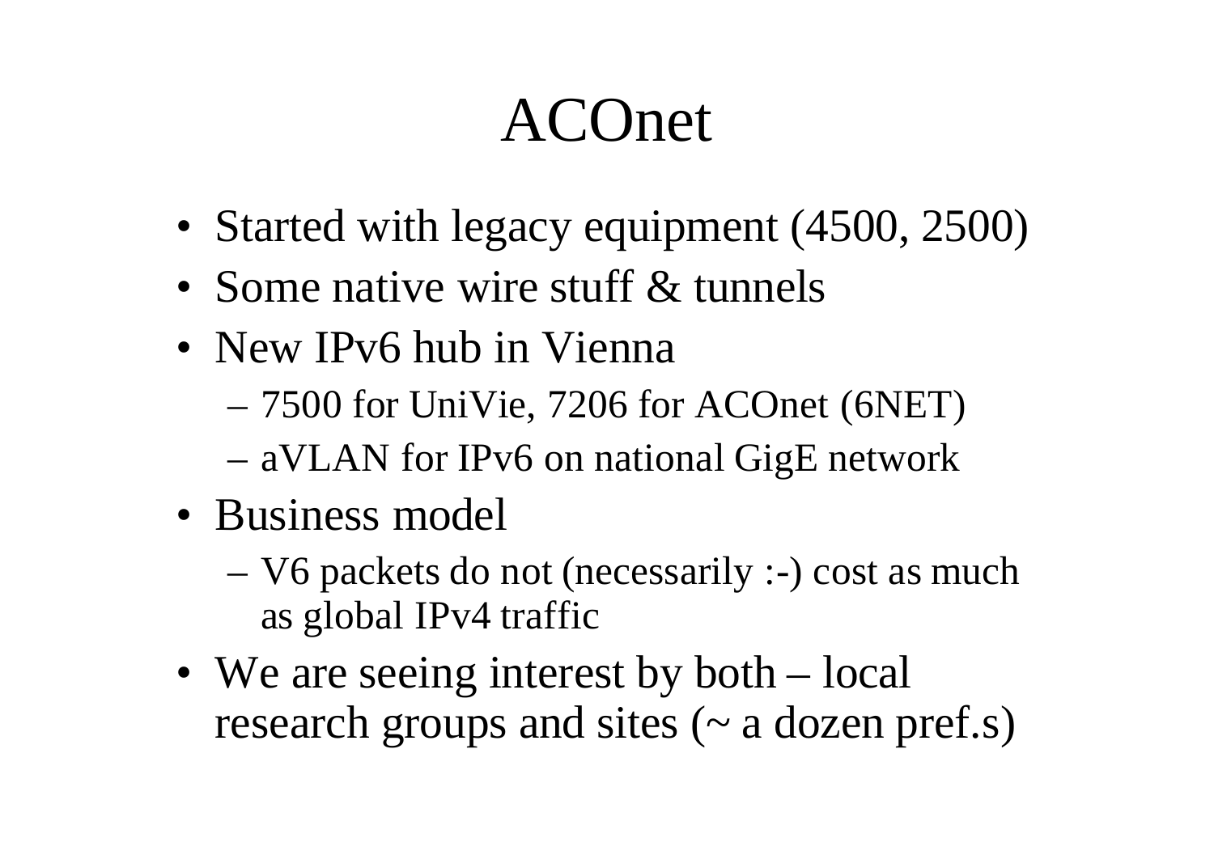# ACOnet

- Started with legacy equipment (4500, 2500)
- Some native wire stuff & tunnels
- New IPv6 hub in Vienna
  - 7500 for UniVie, 7206 for ACOnet (6NET)
  - aVLAN for IPv6 on national GigE network
- Business model
  - V6 packets do not (necessarily :-) cost as much as global IPv4 traffic
- We are seeing interest by both – local research groups and sites (~ a dozen pref.s)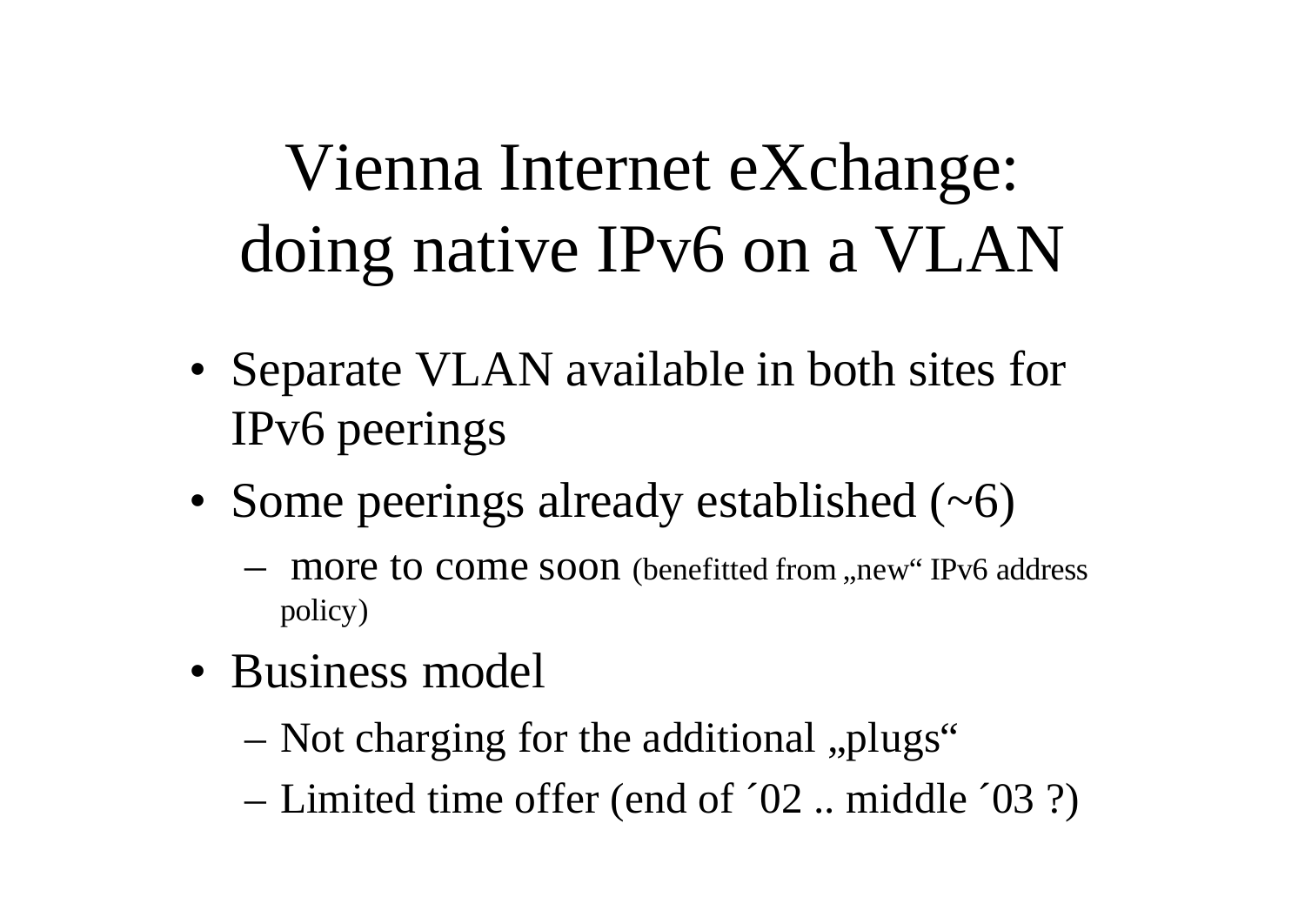# Vienna Internet eXchange: doing native IPv6 on a VLAN

- Separate VLAN available in both sites for IPv6 peerings
- Some peerings already established (~6)
  - more to come soon (benefitted from „new“ IPv6 address policy)
- Business model
  - Not charging for the additional „plugs“
  - Limited time offer (end of ´02 .. middle ´03 ?)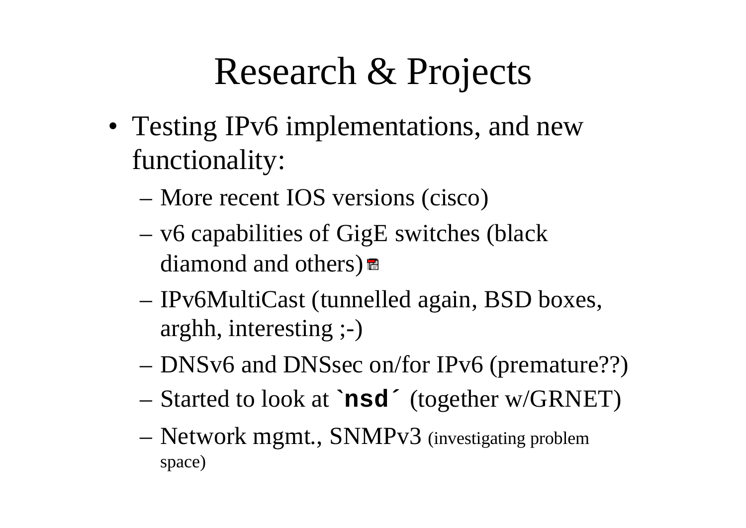# Research & Projects

- Testing IPv6 implementations, and new functionality:
  - More recent IOS versions (cisco)
  - v6 capabilities of GigE switches (black diamond and others)
  - IPv6MultiCast (tunnelled again, BSD boxes, arghh, interesting ;-)
  - DNSv6 and DNSsec on/for IPv6 (premature??)
  - Started to look at **`nsd´** (together w/GRNET)
  - Network mgmt., SNMPv3 (investigating problem space)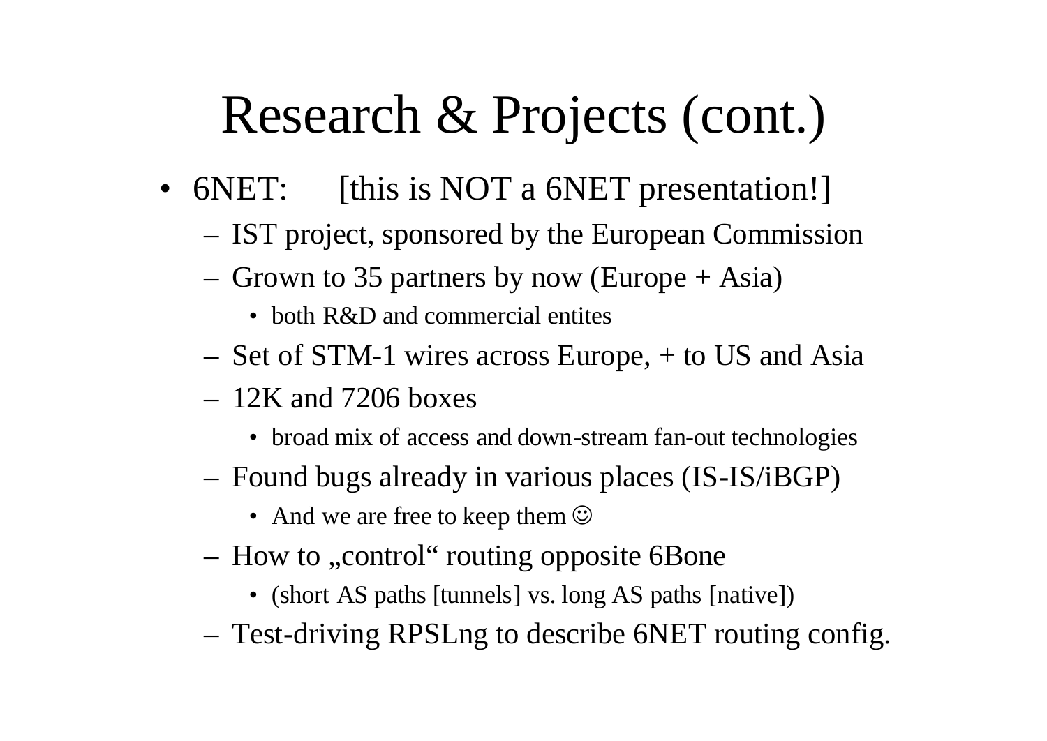# Research & Projects (cont.)

- 6NET: [this is NOT a 6NET presentation!]
  - IST project, sponsored by the European Commission
  - Grown to 35 partners by now (Europe + Asia)
    - both R&D and commercial entites
  - Set of STM-1 wires across Europe, + to US and Asia
  - 12K and 7206 boxes
    - broad mix of access and down-stream fan-out technologies
  - Found bugs already in various places (IS-IS/iBGP)
    - And we are free to keep them ☺
  - How to „control“ routing opposite 6Bone
    - (short AS paths [tunnels] vs. long AS paths [native])
  - Test-driving RPSLng to describe 6NET routing config.